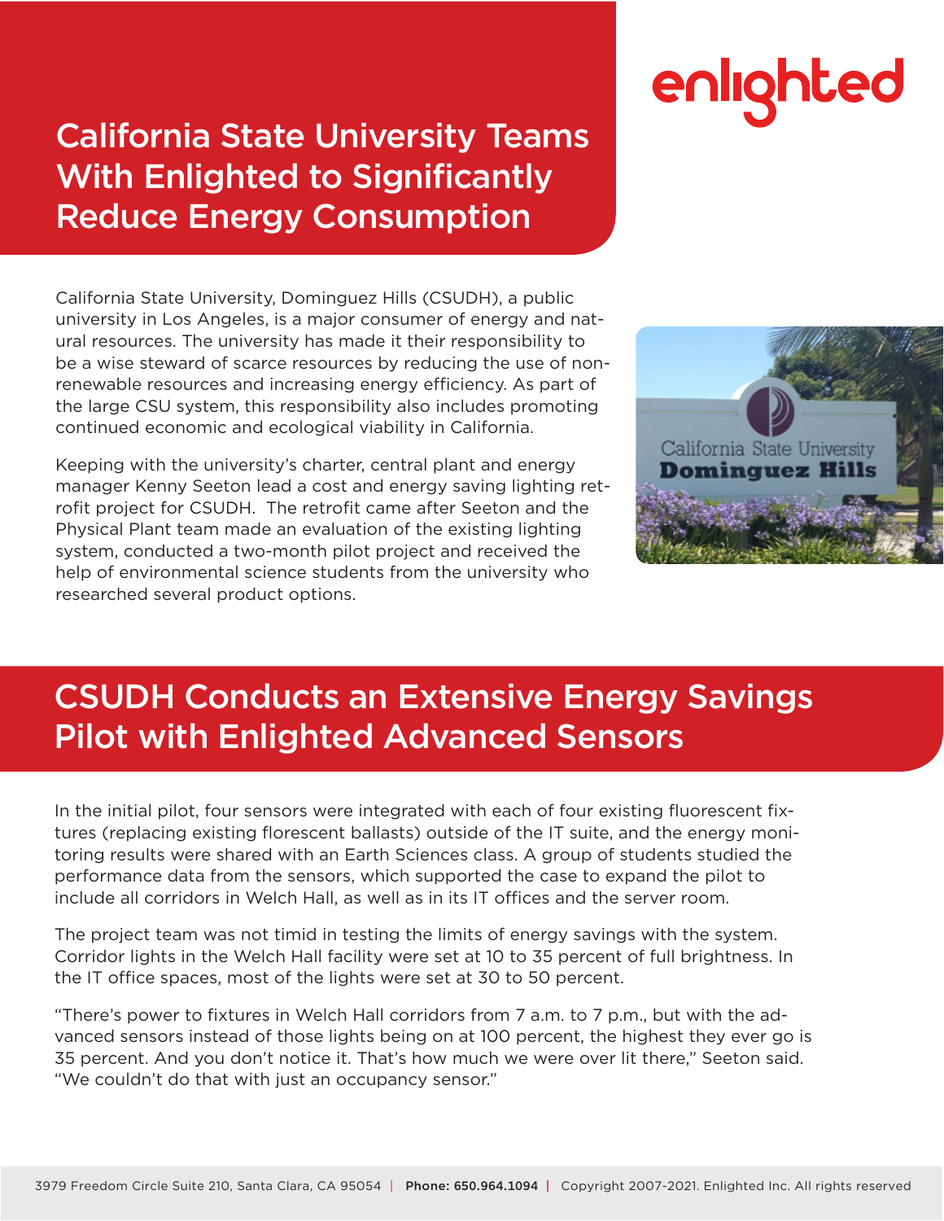# California State University Teams With Enlighted to Significantly Reduce Energy Consumption

California State University, Dominguez Hills (CSUDH), a public university in Los Angeles, is a major consumer of energy and natural resources. The university has made it their responsibility to be a wise steward of scarce resources by reducing the use of non-renewable resources and increasing energy efficiency. As part of the large CSU system, this responsibility also includes promoting continued economic and ecological viability in California.

Keeping with the university's charter, central plant and energy manager Kenny Seeton lead a cost and energy saving lighting retrofit project for CSUDH. The retrofit came after Seeton and the Physical Plant team made an evaluation of the existing lighting system, conducted a two-month pilot project and received the help of environmental science students from the university who researched several product options.

## CSUDH Conducts an Extensive Energy Savings Pilot with Enlighted Advanced Sensors

In the initial pilot, four sensors were integrated with each of four existing fluorescent fixtures (replacing existing florescent ballasts) outside of the IT suite, and the energy monitoring results were shared with an Earth Sciences class. A group of students studied the performance data from the sensors, which supported the case to expand the pilot to include all corridors in Welch Hall, as well as in its IT offices and the server room.

The project team was not timid in testing the limits of energy savings with the system. Corridor lights in the Welch Hall facility were set at 10 to 35 percent of full brightness. In the IT office spaces, most of the lights were set at 30 to 50 percent.

"There's power to fixtures in Welch Hall corridors from 7 a.m. to 7 p.m., but with the advanced sensors instead of those lights being on at 100 percent, the highest they ever go is 35 percent. And you don't notice it. That's how much we were over lit there," Seeton said. "We couldn't do that with just an occupancy sensor."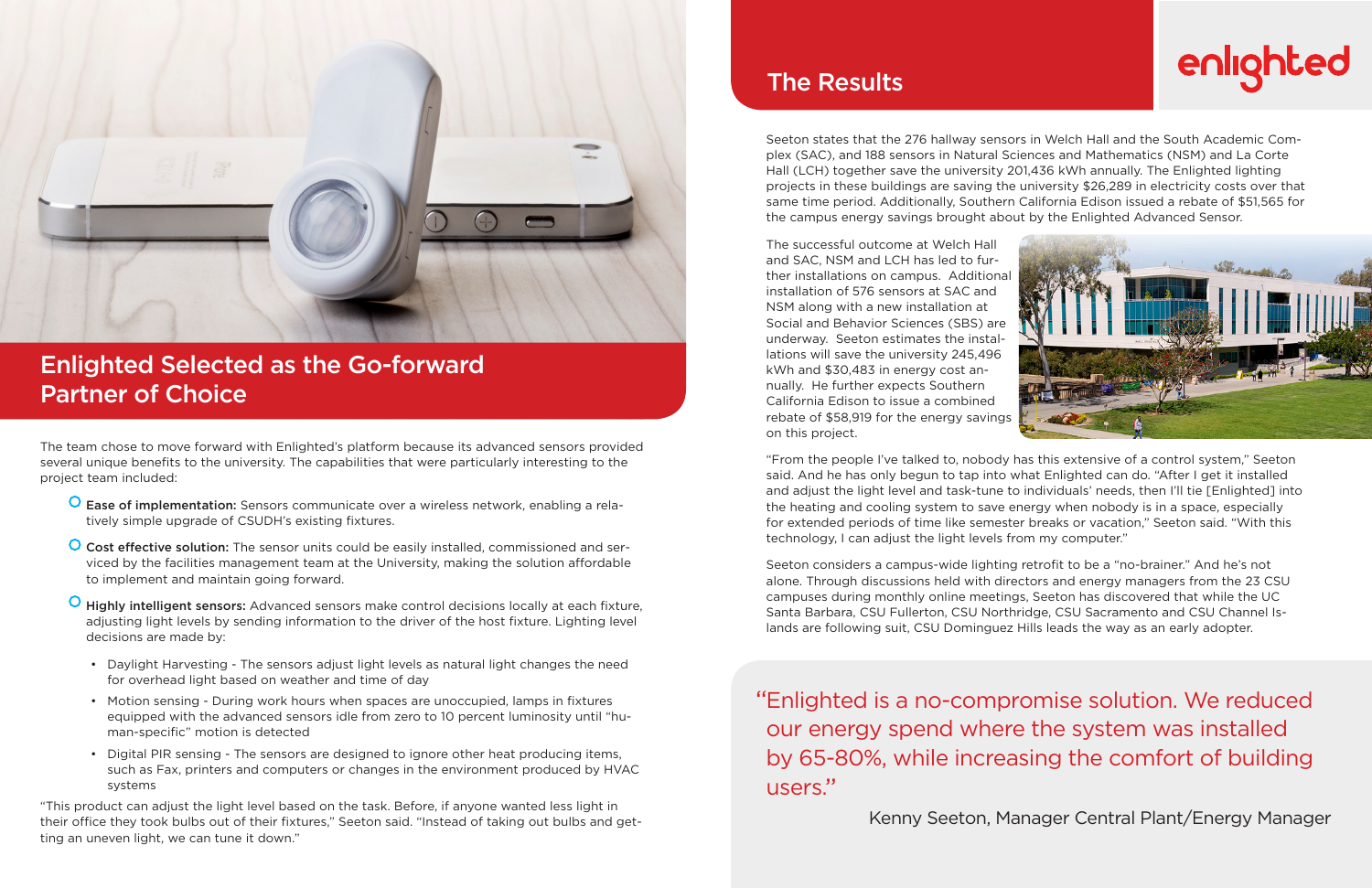## Enlighted Selected as the Go-forward Partner of Choice

The team chose to move forward with Enlighted's platform because its advanced sensors provided several unique benefits to the university. The capabilities that were particularly interesting to the project team included:

- **Ease of implementation:** Sensors communicate over a wireless network, enabling a relatively simple upgrade of CSUDH's existing fixtures.
- **Cost effective solution:** The sensor units could be easily installed, commissioned and serviced by the facilities management team at the University, making the solution affordable to implement and maintain going forward.
- **Highly intelligent sensors:** Advanced sensors make control decisions locally at each fixture, adjusting light levels by sending information to the driver of the host fixture. Lighting level decisions are made by:
  - Daylight Harvesting - The sensors adjust light levels as natural light changes the need for overhead light based on weather and time of day
  - Motion sensing - During work hours when spaces are unoccupied, lamps in fixtures equipped with the advanced sensors idle from zero to 10 percent luminosity until "human-specific" motion is detected
  - Digital PIR sensing - The sensors are designed to ignore other heat producing items, such as Fax, printers and computers or changes in the environment produced by HVAC systems

"This product can adjust the light level based on the task. Before, if anyone wanted less light in their office they took bulbs out of their fixtures," Seeton said. "Instead of taking out bulbs and getting an uneven light, we can tune it down."

## The Results

enlighted

Seeton states that the 276 hallway sensors in Welch Hall and the South Academic Complex (SAC), and 188 sensors in Natural Sciences and Mathematics (NSM) and La Corte Hall (LCH) together save the university 201,436 kWh annually. The Enlighted lighting projects in these buildings are saving the university $26,289 in electricity costs over that same time period. Additionally, Southern California Edison issued a rebate of $51,565 for the campus energy savings brought about by the Enlighted Advanced Sensor.

The successful outcome at Welch Hall and SAC, NSM and LCH has led to further installations on campus. Additional installation of 576 sensors at SAC and NSM along with a new installation at Social and Behavior Sciences (SBS) are underway. Seeton estimates the installations will save the university 245,496 kWh and $30,483 in energy cost annually. He further expects Southern California Edison to issue a combined rebate of $58,919 for the energy savings on this project.

"From the people I've talked to, nobody has this extensive of a control system," Seeton said. And he has only begun to tap into what Enlighted can do. "After I get it installed and adjust the light level and task-tune to individuals' needs, then I'll tie [Enlighted] into the heating and cooling system to save energy when nobody is in a space, especially for extended periods of time like semester breaks or vacation," Seeton said. "With this technology, I can adjust the light levels from my computer."

Seeton considers a campus-wide lighting retrofit to be a "no-brainer." And he's not alone. Through discussions held with directors and energy managers from the 23 CSU campuses during monthly online meetings, Seeton has discovered that while the UC Santa Barbara, CSU Fullerton, CSU Northridge, CSU Sacramento and CSU Channel Islands are following suit, CSU Dominguez Hills leads the way as an early adopter.

> "Enlighted is a no-compromise solution. We reduced our energy spend where the system was installed by 65-80%, while increasing the comfort of building users."
>
> Kenny Seeton, Manager Central Plant/Energy Manager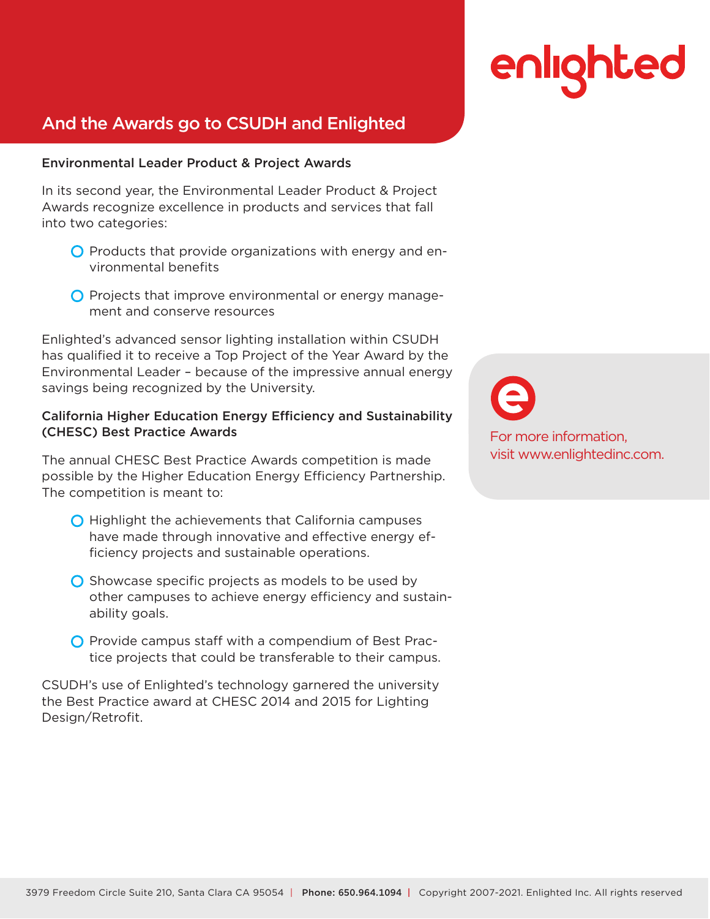# And the Awards go to CSUDH and Enlighted

## Environmental Leader Product & Project Awards

In its second year, the Environmental Leader Product & Project Awards recognize excellence in products and services that fall into two categories:

- Products that provide organizations with energy and environmental benefits
- Projects that improve environmental or energy management and conserve resources

Enlighted's advanced sensor lighting installation within CSUDH has qualified it to receive a Top Project of the Year Award by the Environmental Leader – because of the impressive annual energy savings being recognized by the University.

## California Higher Education Energy Efficiency and Sustainability (CHESC) Best Practice Awards

The annual CHESC Best Practice Awards competition is made possible by the Higher Education Energy Efficiency Partnership. The competition is meant to:

- Highlight the achievements that California campuses have made through innovative and effective energy efficiency projects and sustainable operations.
- Showcase specific projects as models to be used by other campuses to achieve energy efficiency and sustainability goals.
- Provide campus staff with a compendium of Best Practice projects that could be transferable to their campus.

CSUDH's use of Enlighted's technology garnered the university the Best Practice award at CHESC 2014 and 2015 for Lighting Design/Retrofit.

For more information, visit www.enlightedinc.com.

3979 Freedom Circle Suite 210, Santa Clara CA 95054 | **Phone: 650.964.1094** | Copyright 2007-2021. Enlighted Inc. All rights reserved